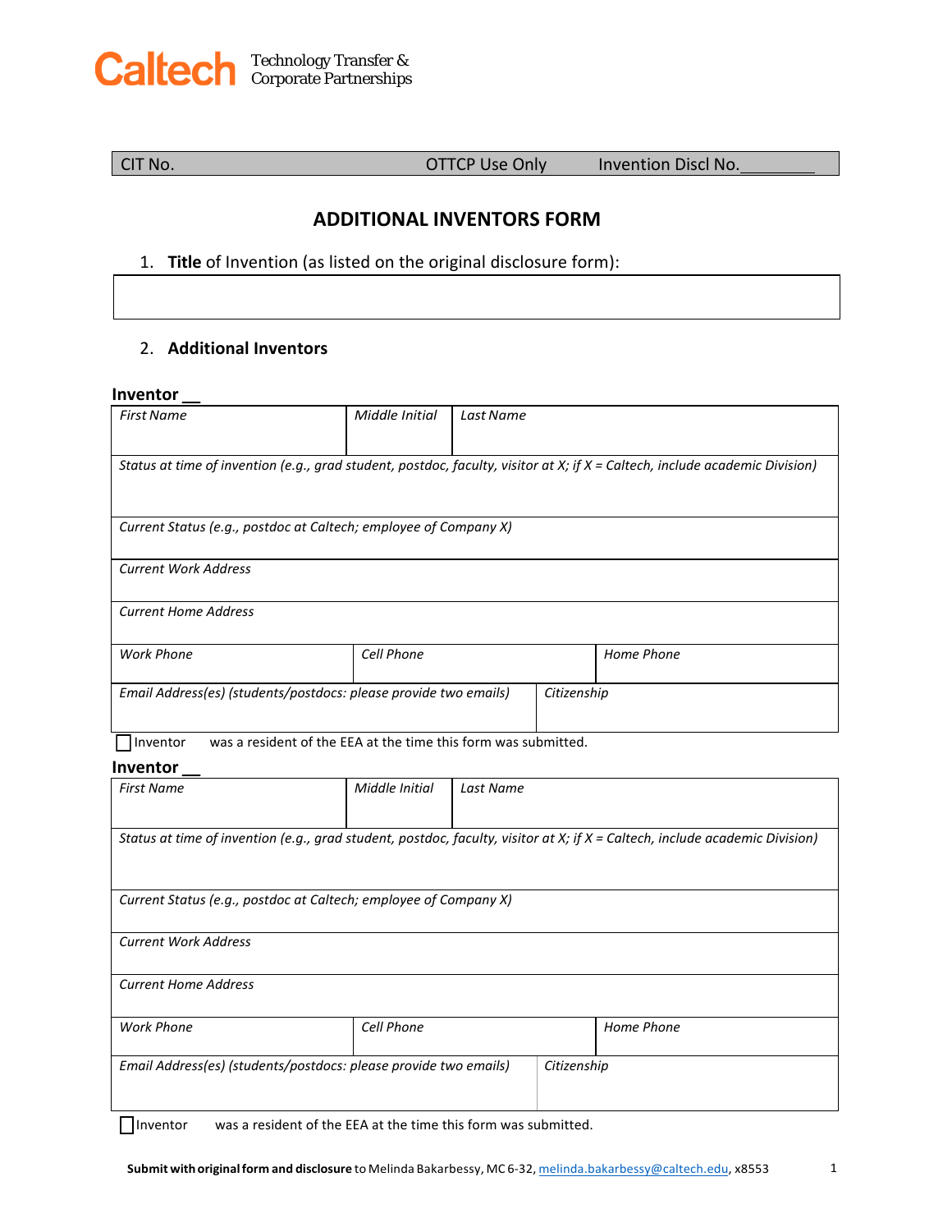Caltech Technology Transfer & Corporate Partnerships

| CIT No. | OTTCP Use Only | Invention Discl No.________ |
|---|---|---|

# ADDITIONAL INVENTORS FORM

1. **Title** of Invention (as listed on the original disclosure form):

| |
|---|
| |

2. **Additional Inventors**

**Inventor __**

| *First Name* | *Middle Initial* | *Last Name* |
|---|---|---|
| *Status at time of invention (e.g., grad student, postdoc, faculty, visitor at X; if X = Caltech, include academic Division)* | | |
| *Current Status (e.g., postdoc at Caltech; employee of Company X)* | | |
| *Current Work Address* | | |
| *Current Home Address* | | |
| *Work Phone* | *Cell Phone* | *Home Phone* |
| *Email Address(es) (students/postdocs: please provide two emails)* | *Citizenship* | |

☐ Inventor was a resident of the EEA at the time this form was submitted.

**Inventor __**

| *First Name* | *Middle Initial* | *Last Name* |
|---|---|---|
| *Status at time of invention (e.g., grad student, postdoc, faculty, visitor at X; if X = Caltech, include academic Division)* | | |
| *Current Status (e.g., postdoc at Caltech; employee of Company X)* | | |
| *Current Work Address* | | |
| *Current Home Address* | | |
| *Work Phone* | *Cell Phone* | *Home Phone* |
| *Email Address(es) (students/postdocs: please provide two emails)* | *Citizenship* | |

☐ Inventor was a resident of the EEA at the time this form was submitted.

**Submit with original form and disclosure** to Melinda Bakarbessy, MC 6-32, melinda.bakarbessy@caltech.edu, x8553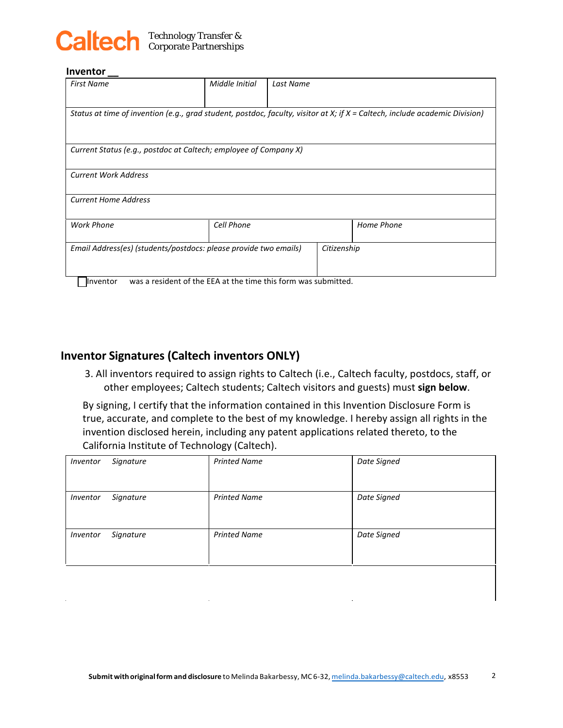**Caltech** Technology Transfer & Corporate Partnerships

**Inventor __**

| | | |
|---|---|---|
| *First Name* | *Middle Initial* | *Last Name* |
| *Status at time of invention (e.g., grad student, postdoc, faculty, visitor at X; if X = Caltech, include academic Division)* | | |
| *Current Status (e.g., postdoc at Caltech; employee of Company X)* | | |
| *Current Work Address* | | |
| *Current Home Address* | | |
| *Work Phone* | *Cell Phone* | *Home Phone* |
| *Email Address(es) (students/postdocs: please provide two emails)* | *Citizenship* | |

☐ Inventor was a resident of the EEA at the time this form was submitted.

## Inventor Signatures (Caltech inventors ONLY)

3. All inventors required to assign rights to Caltech (i.e., Caltech faculty, postdocs, staff, or other employees; Caltech students; Caltech visitors and guests) must **sign below**.

By signing, I certify that the information contained in this Invention Disclosure Form is true, accurate, and complete to the best of my knowledge. I hereby assign all rights in the invention disclosed herein, including any patent applications related thereto, to the California Institute of Technology (Caltech).

| | | |
|---|---|---|
| *Inventor Signature* | *Printed Name* | *Date Signed* |
| *Inventor Signature* | *Printed Name* | *Date Signed* |
| *Inventor Signature* | *Printed Name* | *Date Signed* |

**Submit with original form and disclosure** to Melinda Bakarbessy, MC 6-32, melinda.bakarbessy@caltech.edu, x8553